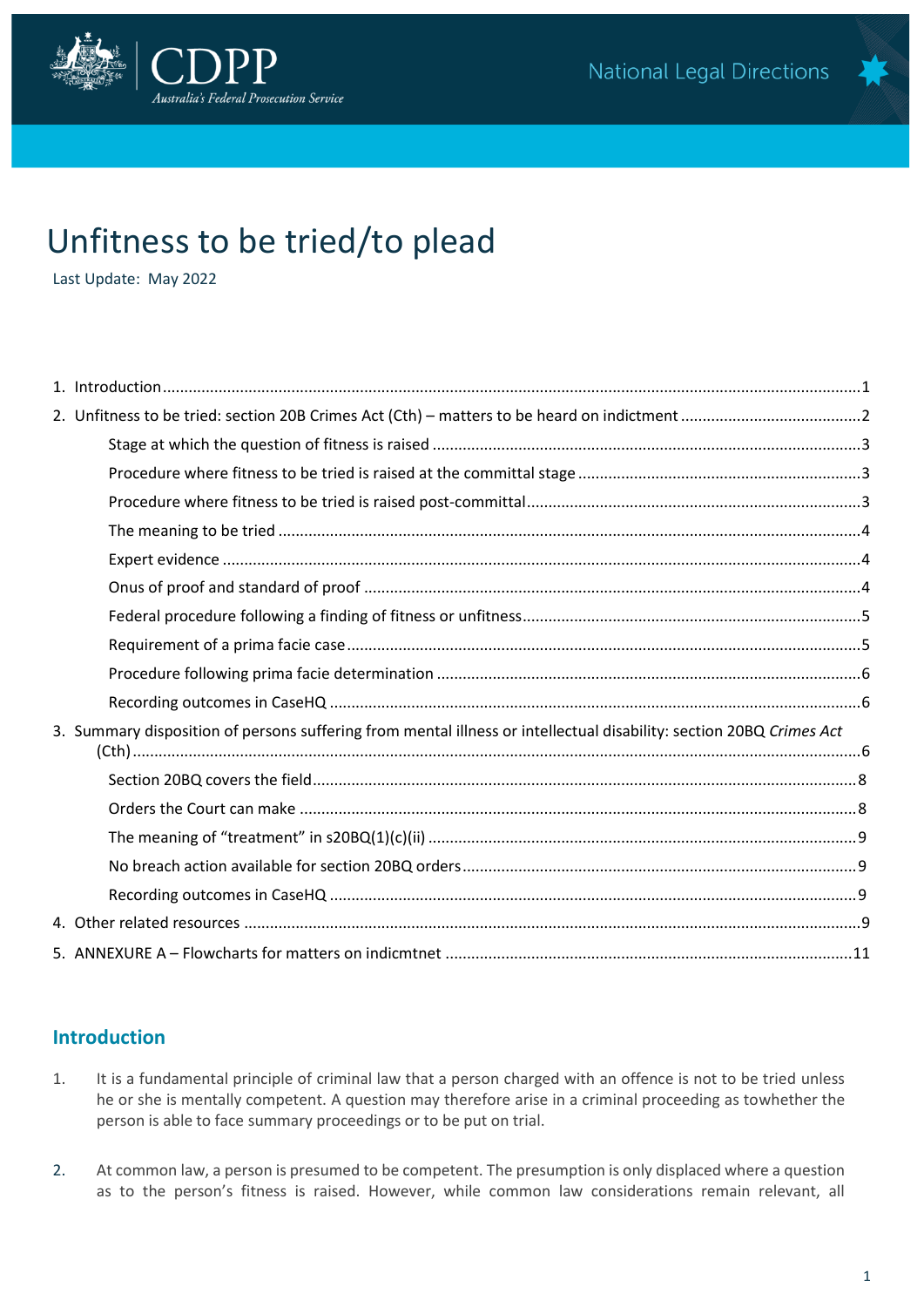CDPP
*Australia's Federal Prosecution Service*

National Legal Directions

# Unfitness to be tried/to plead

Last Update: May 2022

1. Introduction ....1
2. Unfitness to be tried: section 20B Crimes Act (Cth) – matters to be heard on indictment ....2
   - Stage at which the question of fitness is raised ....3
   - Procedure where fitness to be tried is raised at the committal stage ....3
   - Procedure where fitness to be tried is raised post-committal ....3
   - The meaning to be tried ....4
   - Expert evidence ....4
   - Onus of proof and standard of proof ....4
   - Federal procedure following a finding of fitness or unfitness ....5
   - Requirement of a prima facie case ....5
   - Procedure following prima facie determination ....6
   - Recording outcomes in CaseHQ ....6
3. Summary disposition of persons suffering from mental illness or intellectual disability: section 20BQ *Crimes Act* (Cth) ....6
   - Section 20BQ covers the field ....8
   - Orders the Court can make ....8
   - The meaning of "treatment" in s20BQ(1)(c)(ii) ....9
   - No breach action available for section 20BQ orders ....9
   - Recording outcomes in CaseHQ ....9
4. Other related resources ....9
5. ANNEXURE A – Flowcharts for matters on indicmtnet ....11

## Introduction

1. It is a fundamental principle of criminal law that a person charged with an offence is not to be tried unless he or she is mentally competent. A question may therefore arise in a criminal proceeding as towhether the person is able to face summary proceedings or to be put on trial.

2. At common law, a person is presumed to be competent. The presumption is only displaced where a question as to the person's fitness is raised. However, while common law considerations remain relevant, all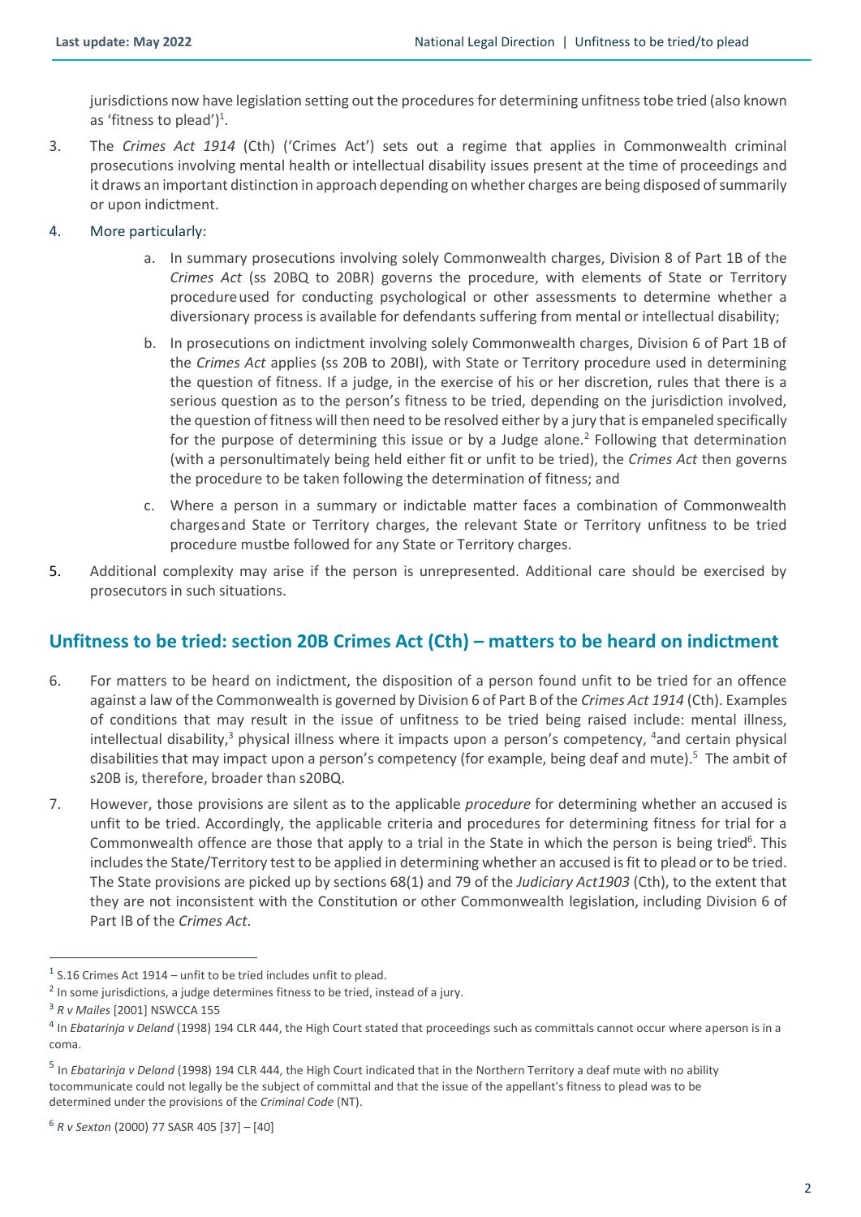jurisdictions now have legislation setting out the procedures for determining unfitness tobe tried (also known as 'fitness to plead')[1].

3. The *Crimes Act 1914* (Cth) ('Crimes Act') sets out a regime that applies in Commonwealth criminal prosecutions involving mental health or intellectual disability issues present at the time of proceedings and it draws an important distinction in approach depending on whether charges are being disposed of summarily or upon indictment.

4. More particularly:

    a. In summary prosecutions involving solely Commonwealth charges, Division 8 of Part 1B of the *Crimes Act* (ss 20BQ to 20BR) governs the procedure, with elements of State or Territory procedureused for conducting psychological or other assessments to determine whether a diversionary process is available for defendants suffering from mental or intellectual disability;

    b. In prosecutions on indictment involving solely Commonwealth charges, Division 6 of Part 1B of the *Crimes Act* applies (ss 20B to 20BI), with State or Territory procedure used in determining the question of fitness. If a judge, in the exercise of his or her discretion, rules that there is a serious question as to the person's fitness to be tried, depending on the jurisdiction involved, the question of fitness will then need to be resolved either by a jury that is empaneled specifically for the purpose of determining this issue or by a Judge alone.[2] Following that determination (with a personultimately being held either fit or unfit to be tried), the *Crimes Act* then governs the procedure to be taken following the determination of fitness; and

    c. Where a person in a summary or indictable matter faces a combination of Commonwealth chargesand State or Territory charges, the relevant State or Territory unfitness to be tried procedure mustbe followed for any State or Territory charges.

5. Additional complexity may arise if the person is unrepresented. Additional care should be exercised by prosecutors in such situations.

## Unfitness to be tried: section 20B Crimes Act (Cth) – matters to be heard on indictment

6. For matters to be heard on indictment, the disposition of a person found unfit to be tried for an offence against a law of the Commonwealth is governed by Division 6 of Part B of the *Crimes Act 1914* (Cth). Examples of conditions that may result in the issue of unfitness to be tried being raised include: mental illness, intellectual disability,[3] physical illness where it impacts upon a person's competency, [4]and certain physical disabilities that may impact upon a person's competency (for example, being deaf and mute).[5] The ambit of s20B is, therefore, broader than s20BQ.

7. However, those provisions are silent as to the applicable *procedure* for determining whether an accused is unfit to be tried. Accordingly, the applicable criteria and procedures for determining fitness for trial for a Commonwealth offence are those that apply to a trial in the State in which the person is being tried[6]. This includes the State/Territory test to be applied in determining whether an accused is fit to plead or to be tried. The State provisions are picked up by sections 68(1) and 79 of the *Judiciary Act1903* (Cth), to the extent that they are not inconsistent with the Constitution or other Commonwealth legislation, including Division 6 of Part IB of the *Crimes Act*.

---

[1] S.16 Crimes Act 1914 – unfit to be tried includes unfit to plead.

[2] In some jurisdictions, a judge determines fitness to be tried, instead of a jury.

[3] *R v Mailes* [2001] NSWCCA 155

[4] In *Ebatarinja v Deland* (1998) 194 CLR 444, the High Court stated that proceedings such as committals cannot occur where aperson is in a coma.

[5] In *Ebatarinja v Deland* (1998) 194 CLR 444, the High Court indicated that in the Northern Territory a deaf mute with no ability tocommunicate could not legally be the subject of committal and that the issue of the appellant's fitness to plead was to be determined under the provisions of the *Criminal Code* (NT).

[6] *R v Sexton* (2000) 77 SASR 405 [37] – [40]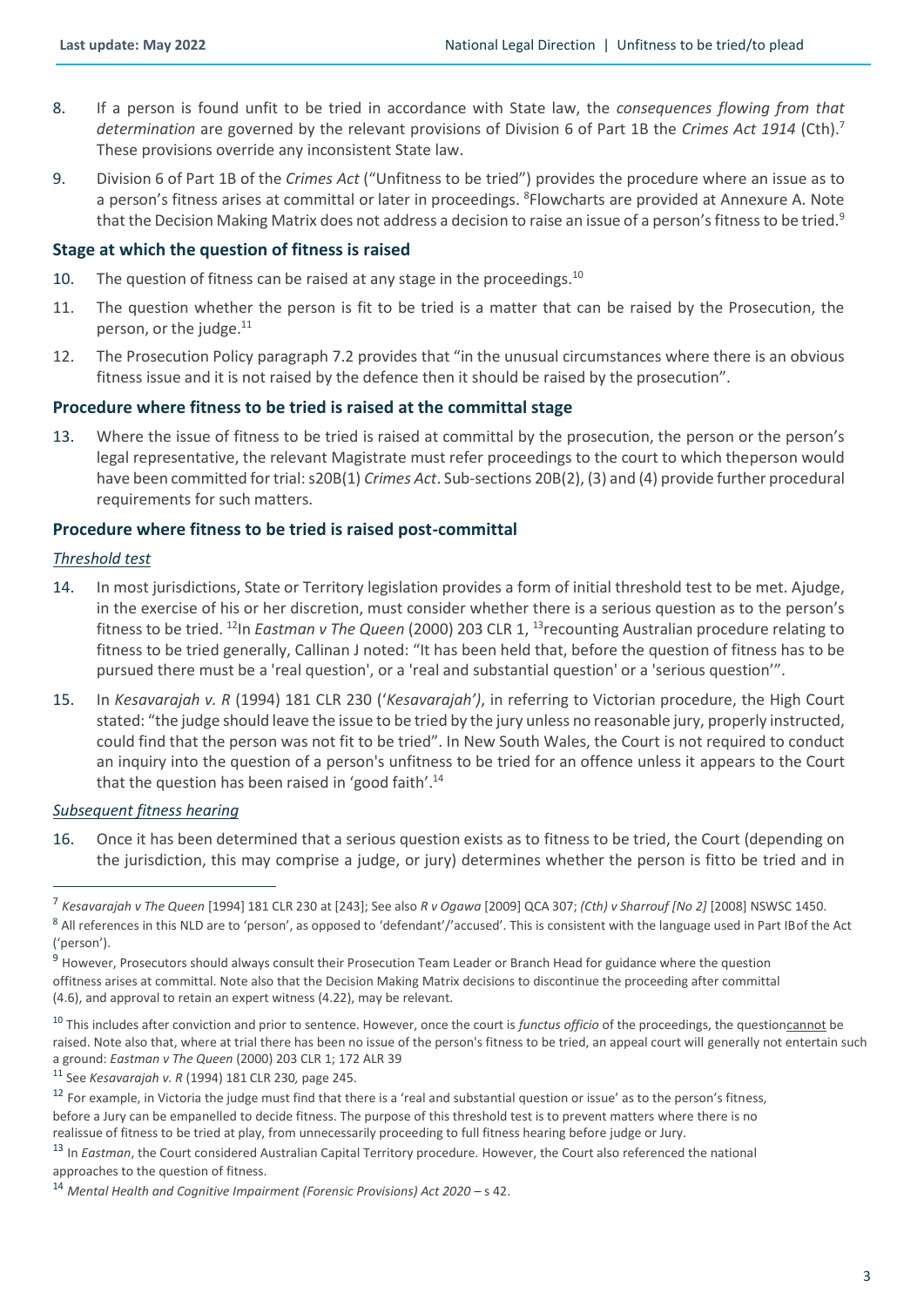8. If a person is found unfit to be tried in accordance with State law, the *consequences flowing from that determination* are governed by the relevant provisions of Division 6 of Part 1B the *Crimes Act 1914* (Cth).[7] These provisions override any inconsistent State law.

9. Division 6 of Part 1B of the *Crimes Act* ("Unfitness to be tried") provides the procedure where an issue as to a person's fitness arises at committal or later in proceedings. [8]Flowcharts are provided at Annexure A. Note that the Decision Making Matrix does not address a decision to raise an issue of a person's fitness to be tried.[9]

### Stage at which the question of fitness is raised

10. The question of fitness can be raised at any stage in the proceedings.[10]

11. The question whether the person is fit to be tried is a matter that can be raised by the Prosecution, the person, or the judge.[11]

12. The Prosecution Policy paragraph 7.2 provides that "in the unusual circumstances where there is an obvious fitness issue and it is not raised by the defence then it should be raised by the prosecution".

### Procedure where fitness to be tried is raised at the committal stage

13. Where the issue of fitness to be tried is raised at committal by the prosecution, the person or the person's legal representative, the relevant Magistrate must refer proceedings to the court to which theperson would have been committed for trial: s20B(1) *Crimes Act*. Sub-sections 20B(2), (3) and (4) provide further procedural requirements for such matters.

### Procedure where fitness to be tried is raised post-committal

<u>*Threshold test*</u>

14. In most jurisdictions, State or Territory legislation provides a form of initial threshold test to be met. Ajudge, in the exercise of his or her discretion, must consider whether there is a serious question as to the person's fitness to be tried. [12]In *Eastman v The Queen* (2000) 203 CLR 1, [13]recounting Australian procedure relating to fitness to be tried generally, Callinan J noted: "It has been held that, before the question of fitness has to be pursued there must be a 'real question', or a 'real and substantial question' or a 'serious question'".

15. In *Kesavarajah v. R* (1994) 181 CLR 230 ('*Kesavarajah')*, in referring to Victorian procedure, the High Court stated: "the judge should leave the issue to be tried by the jury unless no reasonable jury, properly instructed, could find that the person was not fit to be tried". In New South Wales, the Court is not required to conduct an inquiry into the question of a person's unfitness to be tried for an offence unless it appears to the Court that the question has been raised in 'good faith'.[14]

<u>*Subsequent fitness hearing*</u>

16. Once it has been determined that a serious question exists as to fitness to be tried, the Court (depending on the jurisdiction, this may comprise a judge, or jury) determines whether the person is fitto be tried and in

---

[7] *Kesavarajah v The Queen* [1994] 181 CLR 230 at [243]; See also *R v Ogawa* [2009] QCA 307; *(Cth) v Sharrouf [No 2]* [2008] NSWSC 1450.

[8] All references in this NLD are to 'person', as opposed to 'defendant'/'accused'. This is consistent with the language used in Part IBof the Act ('person').

[9] However, Prosecutors should always consult their Prosecution Team Leader or Branch Head for guidance where the question offitness arises at committal. Note also that the Decision Making Matrix decisions to discontinue the proceeding after committal (4.6), and approval to retain an expert witness (4.22), may be relevant.

[10] This includes after conviction and prior to sentence. However, once the court is *functus officio* of the proceedings, the question<u>cannot</u> be raised. Note also that, where at trial there has been no issue of the person's fitness to be tried, an appeal court will generally not entertain such a ground: *Eastman v The Queen* (2000) 203 CLR 1; 172 ALR 39

[11] See *Kesavarajah v. R* (1994) 181 CLR 230*,* page 245.

[12] For example, in Victoria the judge must find that there is a 'real and substantial question or issue' as to the person's fitness, before a Jury can be empanelled to decide fitness. The purpose of this threshold test is to prevent matters where there is no realissue of fitness to be tried at play, from unnecessarily proceeding to full fitness hearing before judge or Jury.

[13] In *Eastman*, the Court considered Australian Capital Territory procedure. However, the Court also referenced the national approaches to the question of fitness.

[14] *Mental Health and Cognitive Impairment (Forensic Provisions) Act 2020* – s 42.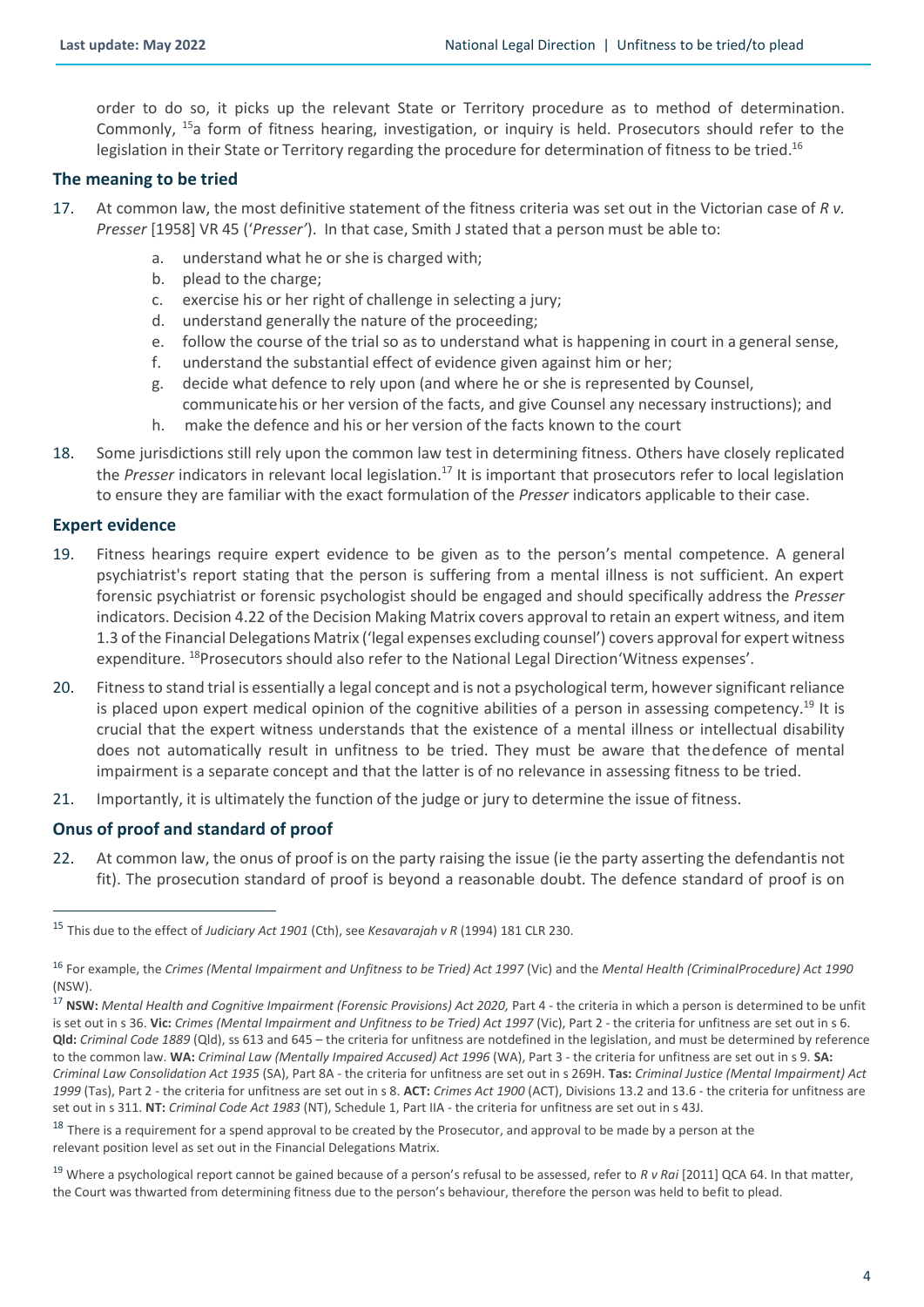order to do so, it picks up the relevant State or Territory procedure as to method of determination. Commonly, [15]a form of fitness hearing, investigation, or inquiry is held. Prosecutors should refer to the legislation in their State or Territory regarding the procedure for determination of fitness to be tried.[16]

## The meaning to be tried

17. At common law, the most definitive statement of the fitness criteria was set out in the Victorian case of *R v. Presser* [1958] VR 45 ('*Presser*'). In that case, Smith J stated that a person must be able to:

    a. understand what he or she is charged with;
    b. plead to the charge;
    c. exercise his or her right of challenge in selecting a jury;
    d. understand generally the nature of the proceeding;
    e. follow the course of the trial so as to understand what is happening in court in a general sense,
    f. understand the substantial effect of evidence given against him or her;
    g. decide what defence to rely upon (and where he or she is represented by Counsel, communicate his or her version of the facts, and give Counsel any necessary instructions); and
    h. make the defence and his or her version of the facts known to the court

18. Some jurisdictions still rely upon the common law test in determining fitness. Others have closely replicated the *Presser* indicators in relevant local legislation.[17] It is important that prosecutors refer to local legislation to ensure they are familiar with the exact formulation of the *Presser* indicators applicable to their case.

## Expert evidence

19. Fitness hearings require expert evidence to be given as to the person's mental competence. A general psychiatrist's report stating that the person is suffering from a mental illness is not sufficient. An expert forensic psychiatrist or forensic psychologist should be engaged and should specifically address the *Presser* indicators. Decision 4.22 of the Decision Making Matrix covers approval to retain an expert witness, and item 1.3 of the Financial Delegations Matrix ('legal expenses excluding counsel') covers approval for expert witness expenditure. [18]Prosecutors should also refer to the National Legal Direction'Witness expenses'.

20. Fitness to stand trial is essentially a legal concept and is not a psychological term, however significant reliance is placed upon expert medical opinion of the cognitive abilities of a person in assessing competency.[19] It is crucial that the expert witness understands that the existence of a mental illness or intellectual disability does not automatically result in unfitness to be tried. They must be aware that the defence of mental impairment is a separate concept and that the latter is of no relevance in assessing fitness to be tried.

21. Importantly, it is ultimately the function of the judge or jury to determine the issue of fitness.

## Onus of proof and standard of proof

22. At common law, the onus of proof is on the party raising the issue (ie the party asserting the defendantis not fit). The prosecution standard of proof is beyond a reasonable doubt. The defence standard of proof is on

---

[15] This due to the effect of *Judiciary Act 1901* (Cth), see *Kesavarajah v R* (1994) 181 CLR 230.

[16] For example, the *Crimes (Mental Impairment and Unfitness to be Tried) Act 1997* (Vic) and the *Mental Health (CriminalProcedure) Act 1990* (NSW).

[17] **NSW:** *Mental Health and Cognitive Impairment (Forensic Provisions) Act 2020,* Part 4 - the criteria in which a person is determined to be unfit is set out in s 36. **Vic:** *Crimes (Mental Impairment and Unfitness to be Tried) Act 1997* (Vic), Part 2 - the criteria for unfitness are set out in s 6. **Qld:** *Criminal Code 1889* (Qld), ss 613 and 645 – the criteria for unfitness are notdefined in the legislation, and must be determined by reference to the common law. **WA:** *Criminal Law (Mentally Impaired Accused) Act 1996* (WA), Part 3 - the criteria for unfitness are set out in s 9. **SA:** *Criminal Law Consolidation Act 1935* (SA), Part 8A - the criteria for unfitness are set out in s 269H. **Tas:** *Criminal Justice (Mental Impairment) Act 1999* (Tas), Part 2 - the criteria for unfitness are set out in s 8. **ACT:** *Crimes Act 1900* (ACT), Divisions 13.2 and 13.6 - the criteria for unfitness are set out in s 311. **NT:** *Criminal Code Act 1983* (NT), Schedule 1, Part IIA - the criteria for unfitness are set out in s 43J.

[18] There is a requirement for a spend approval to be created by the Prosecutor, and approval to be made by a person at the relevant position level as set out in the Financial Delegations Matrix.

[19] Where a psychological report cannot be gained because of a person's refusal to be assessed, refer to *R v Rai* [2011] QCA 64. In that matter, the Court was thwarted from determining fitness due to the person's behaviour, therefore the person was held to be fit to plead.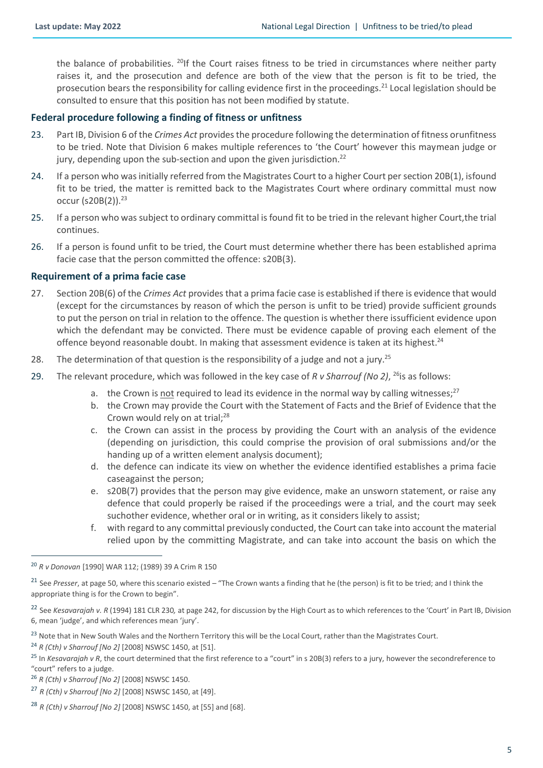the balance of probabilities. [20]If the Court raises fitness to be tried in circumstances where neither party raises it, and the prosecution and defence are both of the view that the person is fit to be tried, the prosecution bears the responsibility for calling evidence first in the proceedings.[21] Local legislation should be consulted to ensure that this position has not been modified by statute.

### Federal procedure following a finding of fitness or unfitness

23. Part IB, Division 6 of the *Crimes Act* provides the procedure following the determination of fitness orunfitness to be tried. Note that Division 6 makes multiple references to 'the Court' however this maymean judge or jury, depending upon the sub-section and upon the given jurisdiction.[22]

24. If a person who was initially referred from the Magistrates Court to a higher Court per section 20B(1), isfound fit to be tried, the matter is remitted back to the Magistrates Court where ordinary committal must now occur (s20B(2)).[23]

25. If a person who was subject to ordinary committal is found fit to be tried in the relevant higher Court,the trial continues.

26. If a person is found unfit to be tried, the Court must determine whether there has been established aprima facie case that the person committed the offence: s20B(3).

### Requirement of a prima facie case

27. Section 20B(6) of the *Crimes Act* provides that a prima facie case is established if there is evidence that would (except for the circumstances by reason of which the person is unfit to be tried) provide sufficient grounds to put the person on trial in relation to the offence. The question is whether there issufficient evidence upon which the defendant may be convicted. There must be evidence capable of proving each element of the offence beyond reasonable doubt. In making that assessment evidence is taken at its highest.[24]

28. The determination of that question is the responsibility of a judge and not a jury.[25]

29. The relevant procedure, which was followed in the key case of *R v Sharrouf (No 2)*, [26]is as follows:
    a. the Crown is not required to lead its evidence in the normal way by calling witnesses;[27]
    b. the Crown may provide the Court with the Statement of Facts and the Brief of Evidence that the Crown would rely on at trial;[28]
    c. the Crown can assist in the process by providing the Court with an analysis of the evidence (depending on jurisdiction, this could comprise the provision of oral submissions and/or the handing up of a written element analysis document);
    d. the defence can indicate its view on whether the evidence identified establishes a prima facie caseagainst the person;
    e. s20B(7) provides that the person may give evidence, make an unsworn statement, or raise any defence that could properly be raised if the proceedings were a trial, and the court may seek suchother evidence, whether oral or in writing, as it considers likely to assist;
    f. with regard to any committal previously conducted, the Court can take into account the material relied upon by the committing Magistrate, and can take into account the basis on which the

---

[20] *R v Donovan* [1990] WAR 112; (1989) 39 A Crim R 150

[21] See *Presser*, at page 50, where this scenario existed – "The Crown wants a finding that he (the person) is fit to be tried; and I think the appropriate thing is for the Crown to begin".

[22] See *Kesavarajah v. R* (1994) 181 CLR 230*,* at page 242, for discussion by the High Court as to which references to the 'Court' in Part IB, Division 6, mean 'judge', and which references mean 'jury'.

[23] Note that in New South Wales and the Northern Territory this will be the Local Court, rather than the Magistrates Court.

[24] *R (Cth) v Sharrouf [No 2]* [2008] NSWSC 1450, at [51].

[25] In *Kesavarajah v R*, the court determined that the first reference to a "court" in s 20B(3) refers to a jury, however the secondreference to "court" refers to a judge.

[26] *R (Cth) v Sharrouf [No 2]* [2008] NSWSC 1450.

[27] *R (Cth) v Sharrouf [No 2]* [2008] NSWSC 1450, at [49].

[28] *R (Cth) v Sharrouf [No 2]* [2008] NSWSC 1450, at [55] and [68].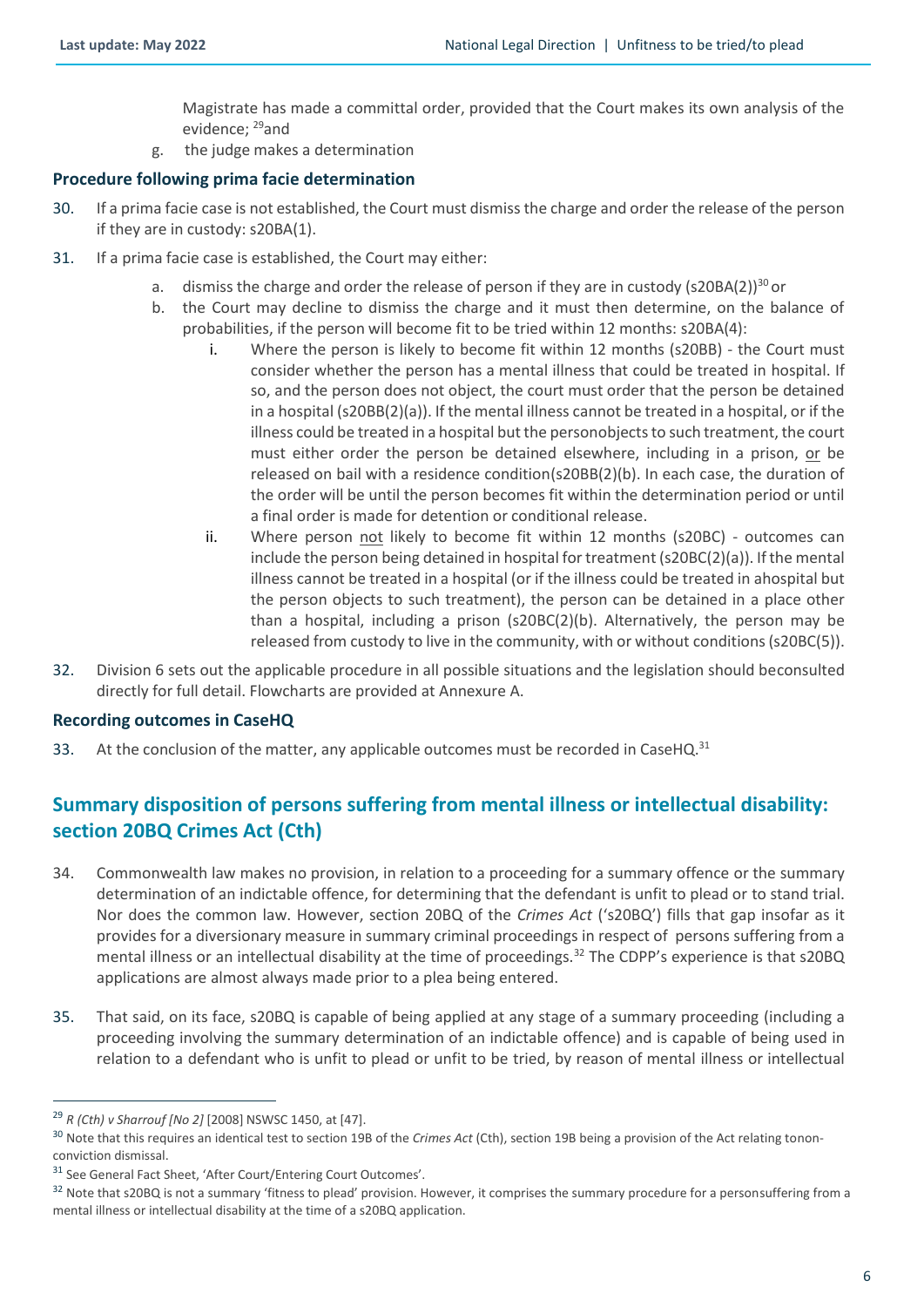Magistrate has made a committal order, provided that the Court makes its own analysis of the evidence; [29]and

g. the judge makes a determination

### Procedure following prima facie determination

30. If a prima facie case is not established, the Court must dismiss the charge and order the release of the person if they are in custody: s20BA(1).

31. If a prima facie case is established, the Court may either:

    a. dismiss the charge and order the release of person if they are in custody (s20BA(2))[30] or

    b. the Court may decline to dismiss the charge and it must then determine, on the balance of probabilities, if the person will become fit to be tried within 12 months: s20BA(4):

        i. Where the person is likely to become fit within 12 months (s20BB) - the Court must consider whether the person has a mental illness that could be treated in hospital. If so, and the person does not object, the court must order that the person be detained in a hospital (s20BB(2)(a)). If the mental illness cannot be treated in a hospital, or if the illness could be treated in a hospital but the personobjects to such treatment, the court must either order the person be detained elsewhere, including in a prison, <u>or</u> be released on bail with a residence condition(s20BB(2)(b). In each case, the duration of the order will be until the person becomes fit within the determination period or until a final order is made for detention or conditional release.

        ii. Where person <u>not</u> likely to become fit within 12 months (s20BC) - outcomes can include the person being detained in hospital for treatment (s20BC(2)(a)). If the mental illness cannot be treated in a hospital (or if the illness could be treated in ahospital but the person objects to such treatment), the person can be detained in a place other than a hospital, including a prison (s20BC(2)(b). Alternatively, the person may be released from custody to live in the community, with or without conditions (s20BC(5)).

32. Division 6 sets out the applicable procedure in all possible situations and the legislation should beconsulted directly for full detail. Flowcharts are provided at Annexure A.

### Recording outcomes in CaseHQ

33. At the conclusion of the matter, any applicable outcomes must be recorded in CaseHQ.[31]

## Summary disposition of persons suffering from mental illness or intellectual disability: section 20BQ Crimes Act (Cth)

34. Commonwealth law makes no provision, in relation to a proceeding for a summary offence or the summary determination of an indictable offence, for determining that the defendant is unfit to plead or to stand trial. Nor does the common law. However, section 20BQ of the *Crimes Act* ('s20BQ') fills that gap insofar as it provides for a diversionary measure in summary criminal proceedings in respect of persons suffering from a mental illness or an intellectual disability at the time of proceedings.[32] The CDPP's experience is that s20BQ applications are almost always made prior to a plea being entered.

35. That said, on its face, s20BQ is capable of being applied at any stage of a summary proceeding (including a proceeding involving the summary determination of an indictable offence) and is capable of being used in relation to a defendant who is unfit to plead or unfit to be tried, by reason of mental illness or intellectual

---

[29] *R (Cth) v Sharrouf [No 2]* [2008] NSWSC 1450, at [47].

[30] Note that this requires an identical test to section 19B of the *Crimes Act* (Cth), section 19B being a provision of the Act relating tonon-conviction dismissal.

[31] See General Fact Sheet, 'After Court/Entering Court Outcomes'.

[32] Note that s20BQ is not a summary 'fitness to plead' provision. However, it comprises the summary procedure for a personsuffering from a mental illness or intellectual disability at the time of a s20BQ application.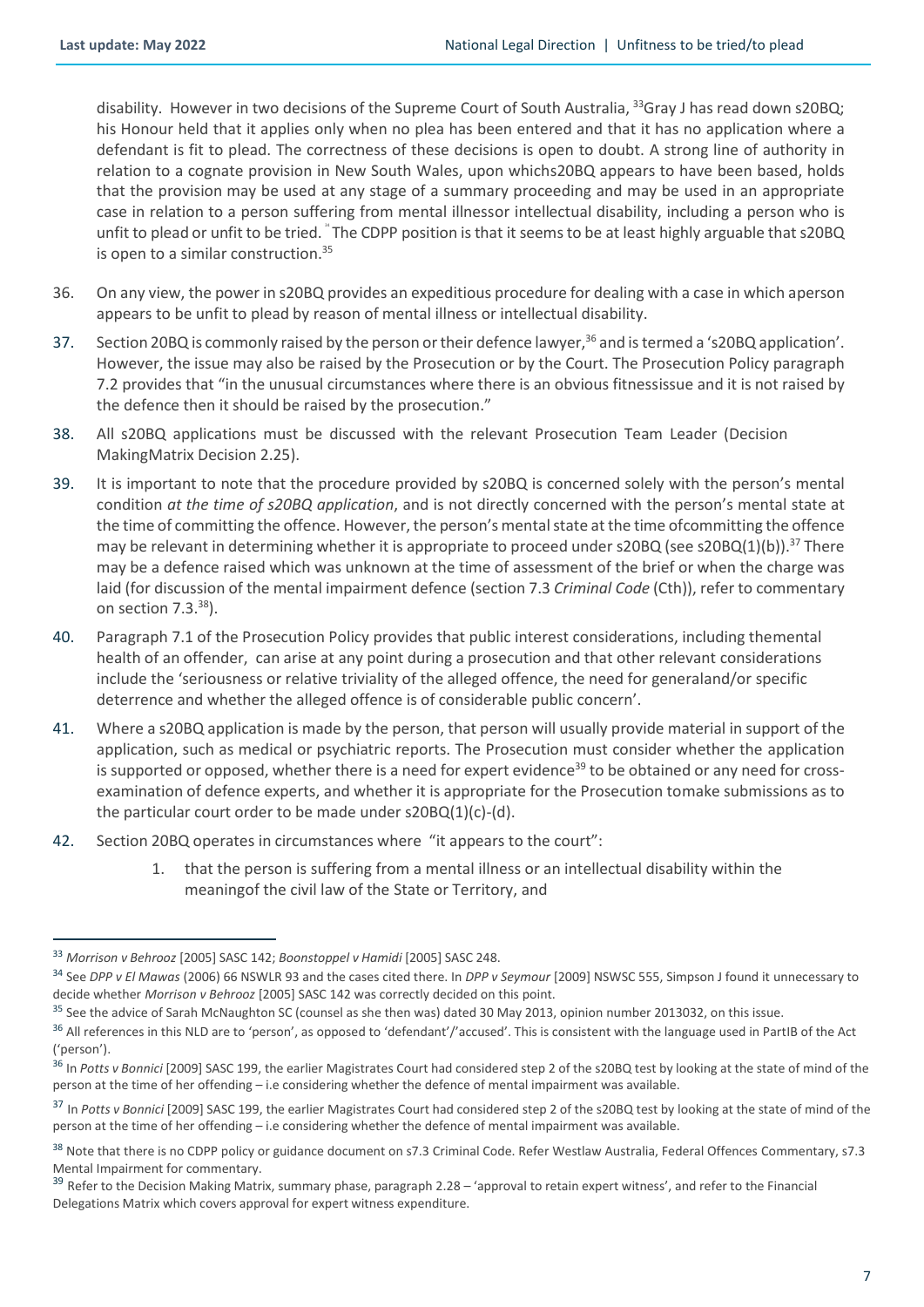disability. However in two decisions of the Supreme Court of South Australia, [33]Gray J has read down s20BQ; his Honour held that it applies only when no plea has been entered and that it has no application where a defendant is fit to plead. The correctness of these decisions is open to doubt. A strong line of authority in relation to a cognate provision in New South Wales, upon whichs20BQ appears to have been based, holds that the provision may be used at any stage of a summary proceeding and may be used in an appropriate case in relation to a person suffering from mental illnessor intellectual disability, including a person who is unfit to plead or unfit to be tried. [34] The CDPP position is that it seems to be at least highly arguable that s20BQ is open to a similar construction.[35]

36. On any view, the power in s20BQ provides an expeditious procedure for dealing with a case in which aperson appears to be unfit to plead by reason of mental illness or intellectual disability.

37. Section 20BQ is commonly raised by the person or their defence lawyer,[36] and is termed a 's20BQ application'. However, the issue may also be raised by the Prosecution or by the Court. The Prosecution Policy paragraph 7.2 provides that "in the unusual circumstances where there is an obvious fitnessissue and it is not raised by the defence then it should be raised by the prosecution."

38. All s20BQ applications must be discussed with the relevant Prosecution Team Leader (Decision MakingMatrix Decision 2.25).

39. It is important to note that the procedure provided by s20BQ is concerned solely with the person's mental condition *at the time of s20BQ application*, and is not directly concerned with the person's mental state at the time of committing the offence. However, the person's mental state at the time ofcommitting the offence may be relevant in determining whether it is appropriate to proceed under s20BQ (see s20BQ(1)(b)).[37] There may be a defence raised which was unknown at the time of assessment of the brief or when the charge was laid (for discussion of the mental impairment defence (section 7.3 *Criminal Code* (Cth)), refer to commentary on section 7.3.[38]).

40. Paragraph 7.1 of the Prosecution Policy provides that public interest considerations, including thememental health of an offender, can arise at any point during a prosecution and that other relevant considerations include the 'seriousness or relative triviality of the alleged offence, the need for generaland/or specific deterrence and whether the alleged offence is of considerable public concern'.

41. Where a s20BQ application is made by the person, that person will usually provide material in support of the application, such as medical or psychiatric reports. The Prosecution must consider whether the application is supported or opposed, whether there is a need for expert evidence[39] to be obtained or any need for cross-examination of defence experts, and whether it is appropriate for the Prosecution tomake submissions as to the particular court order to be made under s20BQ(1)(c)-(d).

42. Section 20BQ operates in circumstances where "it appears to the court":

    1. that the person is suffering from a mental illness or an intellectual disability within the meaningof the civil law of the State or Territory, and

---

[33] *Morrison v Behrooz* [2005] SASC 142; *Boonstoppel v Hamidi* [2005] SASC 248.

[34] See *DPP v El Mawas* (2006) 66 NSWLR 93 and the cases cited there. In *DPP v Seymour* [2009] NSWSC 555, Simpson J found it unnecessary to decide whether *Morrison v Behrooz* [2005] SASC 142 was correctly decided on this point.

[35] See the advice of Sarah McNaughton SC (counsel as she then was) dated 30 May 2013, opinion number 2013032, on this issue.

[36] All references in this NLD are to 'person', as opposed to 'defendant'/'accused'. This is consistent with the language used in PartIB of the Act ('person').

[36] In *Potts v Bonnici* [2009] SASC 199, the earlier Magistrates Court had considered step 2 of the s20BQ test by looking at the state of mind of the person at the time of her offending – i.e considering whether the defence of mental impairment was available.

[37] In *Potts v Bonnici* [2009] SASC 199, the earlier Magistrates Court had considered step 2 of the s20BQ test by looking at the state of mind of the person at the time of her offending – i.e considering whether the defence of mental impairment was available.

[38] Note that there is no CDPP policy or guidance document on s7.3 Criminal Code. Refer Westlaw Australia, Federal Offences Commentary, s7.3 Mental Impairment for commentary.

[39] Refer to the Decision Making Matrix, summary phase, paragraph 2.28 – 'approval to retain expert witness', and refer to the Financial Delegations Matrix which covers approval for expert witness expenditure.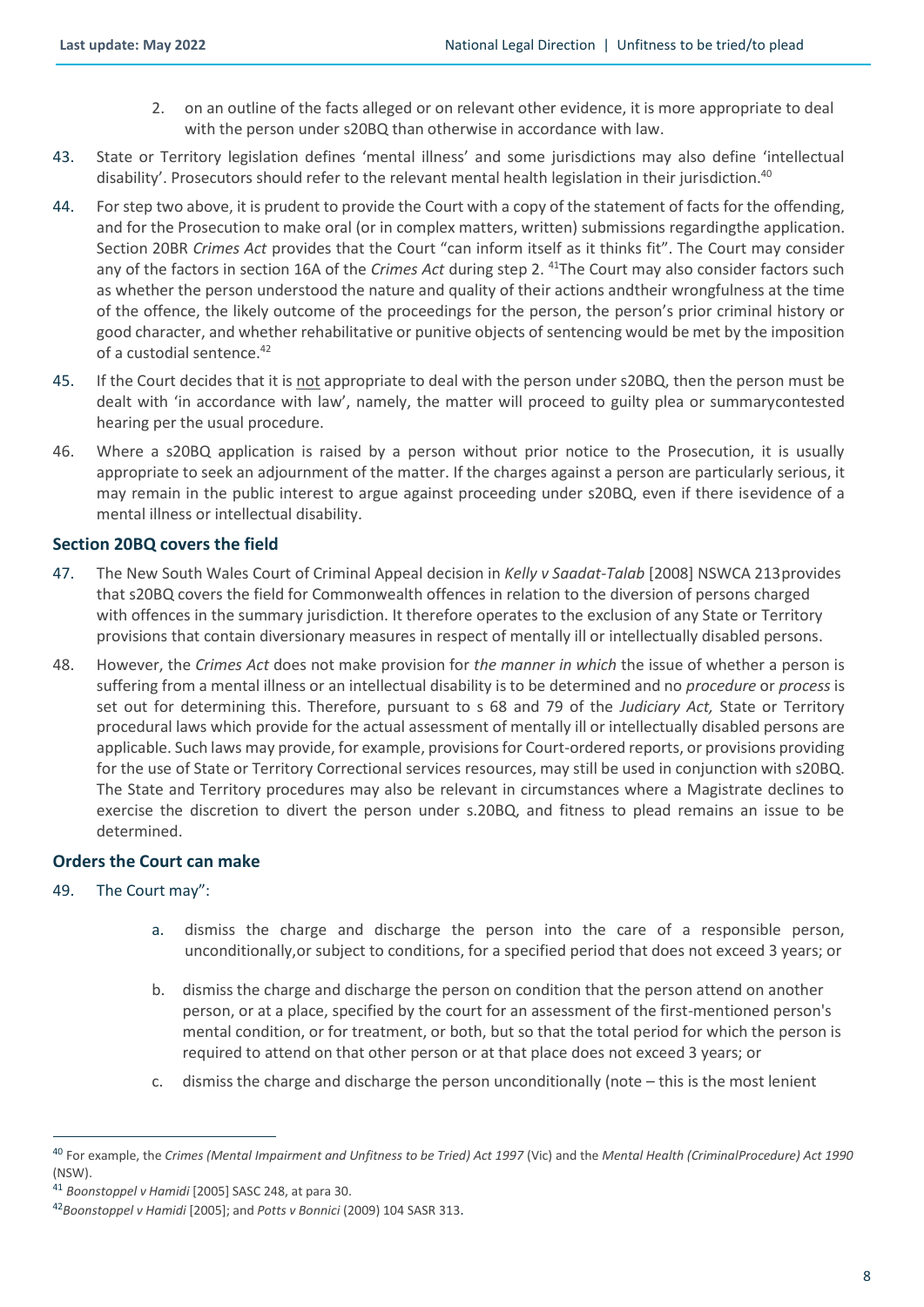2. on an outline of the facts alleged or on relevant other evidence, it is more appropriate to deal with the person under s20BQ than otherwise in accordance with law.

43. State or Territory legislation defines 'mental illness' and some jurisdictions may also define 'intellectual disability'. Prosecutors should refer to the relevant mental health legislation in their jurisdiction.[40]

44. For step two above, it is prudent to provide the Court with a copy of the statement of facts for the offending, and for the Prosecution to make oral (or in complex matters, written) submissions regardingthe application. Section 20BR *Crimes Act* provides that the Court "can inform itself as it thinks fit". The Court may consider any of the factors in section 16A of the *Crimes Act* during step 2. [41]The Court may also consider factors such as whether the person understood the nature and quality of their actions andtheir wrongfulness at the time of the offence, the likely outcome of the proceedings for the person, the person's prior criminal history or good character, and whether rehabilitative or punitive objects of sentencing would be met by the imposition of a custodial sentence.[42]

45. If the Court decides that it is <u>not</u> appropriate to deal with the person under s20BQ, then the person must be dealt with 'in accordance with law', namely, the matter will proceed to guilty plea or summarycontested hearing per the usual procedure.

46. Where a s20BQ application is raised by a person without prior notice to the Prosecution, it is usually appropriate to seek an adjournment of the matter. If the charges against a person are particularly serious, it may remain in the public interest to argue against proceeding under s20BQ, even if there isevidence of a mental illness or intellectual disability.

### Section 20BQ covers the field

47. The New South Wales Court of Criminal Appeal decision in *Kelly v Saadat-Talab* [2008] NSWCA 213provides that s20BQ covers the field for Commonwealth offences in relation to the diversion of persons charged with offences in the summary jurisdiction. It therefore operates to the exclusion of any State or Territory provisions that contain diversionary measures in respect of mentally ill or intellectually disabled persons.

48. However, the *Crimes Act* does not make provision for *the manner in which* the issue of whether a person is suffering from a mental illness or an intellectual disability is to be determined and no *procedure* or *process* is set out for determining this. Therefore, pursuant to s 68 and 79 of the *Judiciary Act,* State or Territory procedural laws which provide for the actual assessment of mentally ill or intellectually disabled persons are applicable. Such laws may provide, for example, provisions for Court-ordered reports, or provisions providing for the use of State or Territory Correctional services resources, may still be used in conjunction with s20BQ. The State and Territory procedures may also be relevant in circumstances where a Magistrate declines to exercise the discretion to divert the person under s.20BQ, and fitness to plead remains an issue to be determined.

### Orders the Court can make

49. The Court may":

   a. dismiss the charge and discharge the person into the care of a responsible person, unconditionally,or subject to conditions, for a specified period that does not exceed 3 years; or

   b. dismiss the charge and discharge the person on condition that the person attend on another person, or at a place, specified by the court for an assessment of the first-mentioned person's mental condition, or for treatment, or both, but so that the total period for which the person is required to attend on that other person or at that place does not exceed 3 years; or

   c. dismiss the charge and discharge the person unconditionally (note – this is the most lenient

---

[40] For example, the *Crimes (Mental Impairment and Unfitness to be Tried) Act 1997* (Vic) and the *Mental Health (CriminalProcedure) Act 1990* (NSW).

[41] *Boonstoppel v Hamidi* [2005] SASC 248, at para 30.

[42] *Boonstoppel v Hamidi* [2005]; and *Potts v Bonnici* (2009) 104 SASR 313.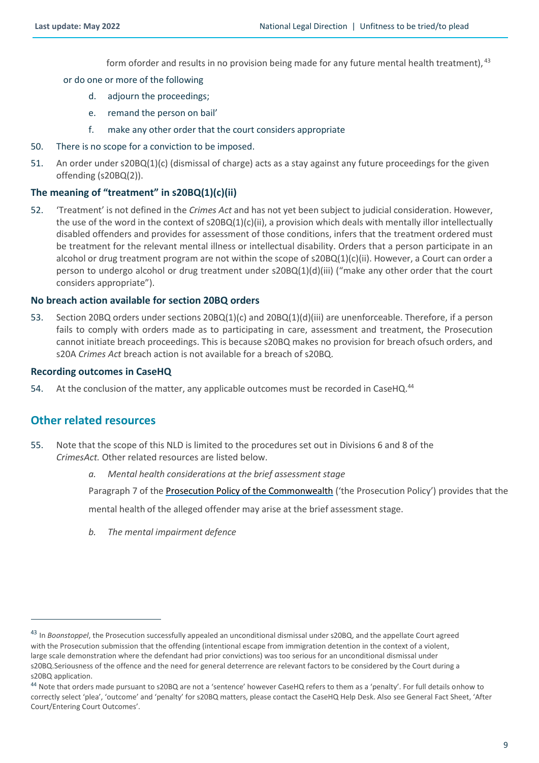form oforder and results in no provision being made for any future mental health treatment),[43]

or do one or more of the following

d. adjourn the proceedings;

e. remand the person on bail'

f. make any other order that the court considers appropriate

50. There is no scope for a conviction to be imposed.

51. An order under s20BQ(1)(c) (dismissal of charge) acts as a stay against any future proceedings for the given offending (s20BQ(2)).

### The meaning of "treatment" in s20BQ(1)(c)(ii)

52. 'Treatment' is not defined in the *Crimes Act* and has not yet been subject to judicial consideration. However, the use of the word in the context of s20BQ(1)(c)(ii), a provision which deals with mentally illor intellectually disabled offenders and provides for assessment of those conditions, infers that the treatment ordered must be treatment for the relevant mental illness or intellectual disability. Orders that a person participate in an alcohol or drug treatment program are not within the scope of s20BQ(1)(c)(ii). However, a Court can order a person to undergo alcohol or drug treatment under s20BQ(1)(d)(iii) ("make any other order that the court considers appropriate").

### No breach action available for section 20BQ orders

53. Section 20BQ orders under sections 20BQ(1)(c) and 20BQ(1)(d)(iii) are unenforceable. Therefore, if a person fails to comply with orders made as to participating in care, assessment and treatment, the Prosecution cannot initiate breach proceedings. This is because s20BQ makes no provision for breach ofsuch orders, and s20A *Crimes Act* breach action is not available for a breach of s20BQ.

### Recording outcomes in CaseHQ

54. At the conclusion of the matter, any applicable outcomes must be recorded in CaseHQ.[44]

## Other related resources

55. Note that the scope of this NLD is limited to the procedures set out in Divisions 6 and 8 of the *CrimesAct.* Other related resources are listed below.

*a. Mental health considerations at the brief assessment stage*

Paragraph 7 of the Prosecution Policy of the Commonwealth ('the Prosecution Policy') provides that the mental health of the alleged offender may arise at the brief assessment stage.

*b. The mental impairment defence*

---

[43] In *Boonstoppel*, the Prosecution successfully appealed an unconditional dismissal under s20BQ, and the appellate Court agreed with the Prosecution submission that the offending (intentional escape from immigration detention in the context of a violent, large scale demonstration where the defendant had prior convictions) was too serious for an unconditional dismissal under s20BQ.Seriousness of the offence and the need for general deterrence are relevant factors to be considered by the Court during a s20BQ application.

[44] Note that orders made pursuant to s20BQ are not a 'sentence' however CaseHQ refers to them as a 'penalty'. For full details onhow to correctly select 'plea', 'outcome' and 'penalty' for s20BQ matters, please contact the CaseHQ Help Desk. Also see General Fact Sheet, 'After Court/Entering Court Outcomes'.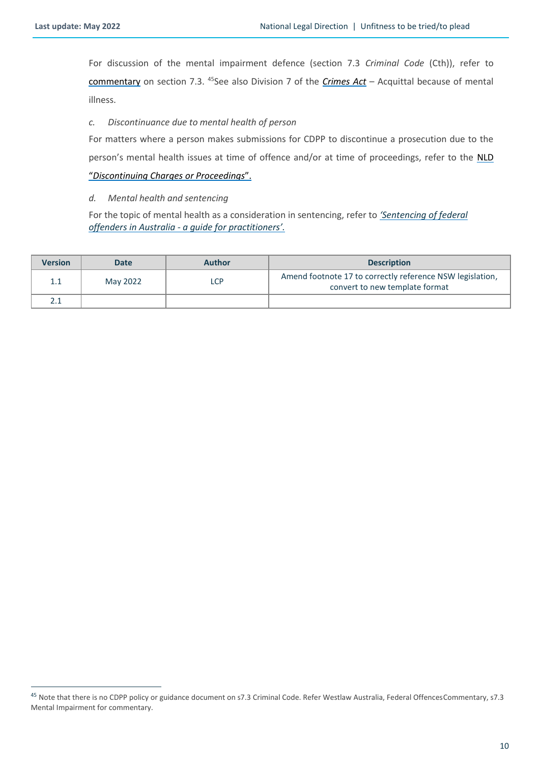For discussion of the mental impairment defence (section 7.3 *Criminal Code* (Cth)), refer to commentary on section 7.3. [45]See also Division 7 of the ***Crimes Act*** – Acquittal because of mental illness.

*c. Discontinuance due to mental health of person*

For matters where a person makes submissions for CDPP to discontinue a prosecution due to the person's mental health issues at time of offence and/or at time of proceedings, refer to the NLD "*Discontinuing Charges or Proceedings*".

*d. Mental health and sentencing*

For the topic of mental health as a consideration in sentencing, refer to *'Sentencing of federal offenders in Australia - a guide for practitioners'.*

| Version | Date | Author | Description |
|---|---|---|---|
| 1.1 | May 2022 | LCP | Amend footnote 17 to correctly reference NSW legislation, convert to new template format |
| 2.1 | | | |

[45] Note that there is no CDPP policy or guidance document on s7.3 Criminal Code. Refer Westlaw Australia, Federal OffencesCommentary, s7.3 Mental Impairment for commentary.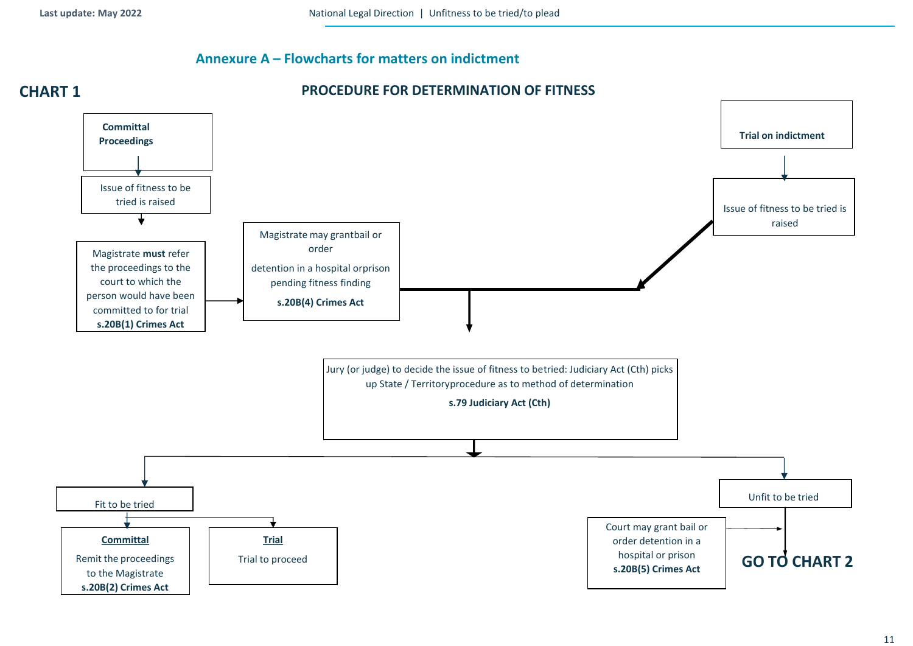## Annexure A – Flowcharts for matters on indictment

### CHART 1

### PROCEDURE FOR DETERMINATION OF FITNESS

**Committal Proceedings**

Issue of fitness to be tried is raised

Magistrate **must** refer the proceedings to the court to which the person would have been committed to for trial **s.20B(1) Crimes Act**

Magistrate may grantbail or order

detention in a hospital orprison pending fitness finding

**s.20B(4) Crimes Act**

**Trial on indictment**

Issue of fitness to be tried is raised

Jury (or judge) to decide the issue of fitness to betried: Judiciary Act (Cth) picks up State / Territoryprocedure as to method of determination

**s.79 Judiciary Act (Cth)**

Fit to be tried

**Committal**

Remit the proceedings to the Magistrate **s.20B(2) Crimes Act**

**Trial**

Trial to proceed

Unfit to be tried

Court may grant bail or order detention in a hospital or prison **s.20B(5) Crimes Act**

**GO TO CHART 2**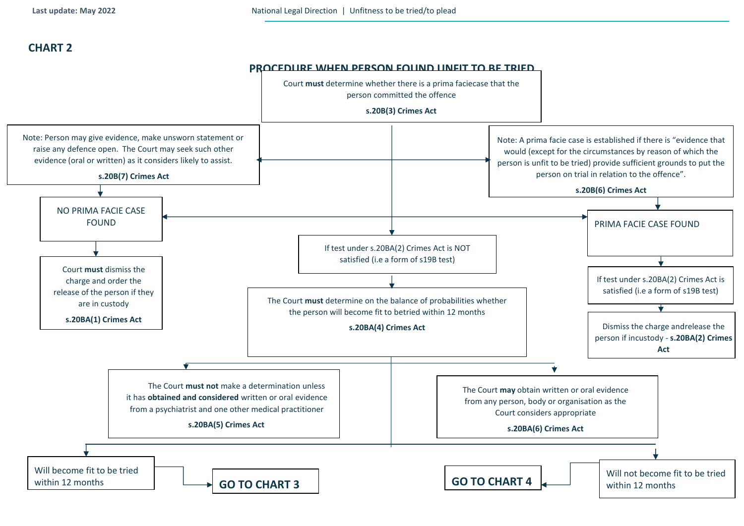## CHART 2

### PROCEDURE WHEN PERSON FOUND UNFIT TO BE TRIED

Court **must** determine whether there is a prima faciecase that the person committed the offence

**s.20B(3) Crimes Act**

Note: Person may give evidence, make unsworn statement or raise any defence open. The Court may seek such other evidence (oral or written) as it considers likely to assist.

**s.20B(7) Crimes Act**

Note: A prima facie case is established if there is "evidence that would (except for the circumstances by reason of which the person is unfit to be tried) provide sufficient grounds to put the person on trial in relation to the offence".

**s.20B(6) Crimes Act**

NO PRIMA FACIE CASE FOUND

Court **must** dismiss the charge and order the release of the person if they are in custody

**s.20BA(1) Crimes Act**

PRIMA FACIE CASE FOUND

If test under s.20BA(2) Crimes Act is satisfied (i.e a form of s19B test)

Dismiss the charge andrelease the person if incustody - **s.20BA(2) Crimes Act**

If test under s.20BA(2) Crimes Act is NOT satisfied (i.e a form of s19B test)

The Court **must** determine on the balance of probabilities whether the person will become fit to betried within 12 months

**s.20BA(4) Crimes Act**

The Court **must not** make a determination unless it has **obtained and considered** written or oral evidence from a psychiatrist and one other medical practitioner

**s.20BA(5) Crimes Act**

The Court **may** obtain written or oral evidence from any person, body or organisation as the Court considers appropriate

**s.20BA(6) Crimes Act**

Will become fit to be tried within 12 months → **GO TO CHART 3**

Will not become fit to be tried within 12 months → **GO TO CHART 4**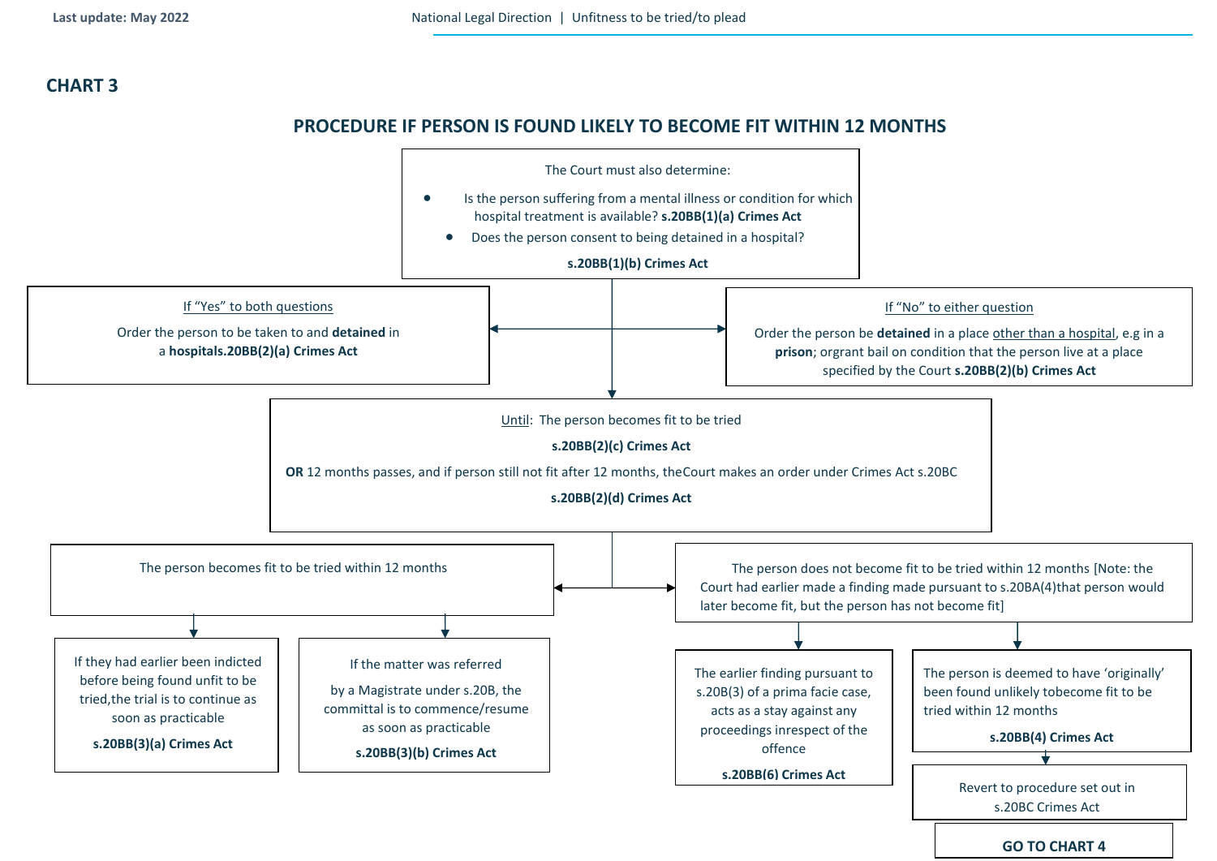## CHART 3

### PROCEDURE IF PERSON IS FOUND LIKELY TO BECOME FIT WITHIN 12 MONTHS

The Court must also determine:

- Is the person suffering from a mental illness or condition for which hospital treatment is available? **s.20BB(1)(a) Crimes Act**
- Does the person consent to being detained in a hospital?

**s.20BB(1)(b) Crimes Act**

If "Yes" to both questions

Order the person to be taken to and **detained** in a **hospitals.20BB(2)(a) Crimes Act**

If "No" to either question

Order the person be **detained** in a place other than a hospital, e.g in a **prison**; organt bail on condition that the person live at a place specified by the Court **s.20BB(2)(b) Crimes Act**

Until: The person becomes fit to be tried

**s.20BB(2)(c) Crimes Act**

**OR** 12 months passes, and if person still not fit after 12 months, theCourt makes an order under Crimes Act s.20BC

**s.20BB(2)(d) Crimes Act**

The person becomes fit to be tried within 12 months

If they had earlier been indicted before being found unfit to be tried,the trial is to continue as soon as practicable

**s.20BB(3)(a) Crimes Act**

If the matter was referred by a Magistrate under s.20B, the committal is to commence/resume as soon as practicable

**s.20BB(3)(b) Crimes Act**

The person does not become fit to be tried within 12 months [Note: the Court had earlier made a finding made pursuant to s.20BA(4)that person would later become fit, but the person has not become fit]

The earlier finding pursuant to s.20B(3) of a prima facie case, acts as a stay against any proceedings inrespect of the offence

**s.20BB(6) Crimes Act**

The person is deemed to have 'originally' been found unlikely tobecome fit to be tried within 12 months

**s.20BB(4) Crimes Act**

Revert to procedure set out in s.20BC Crimes Act

**GO TO CHART 4**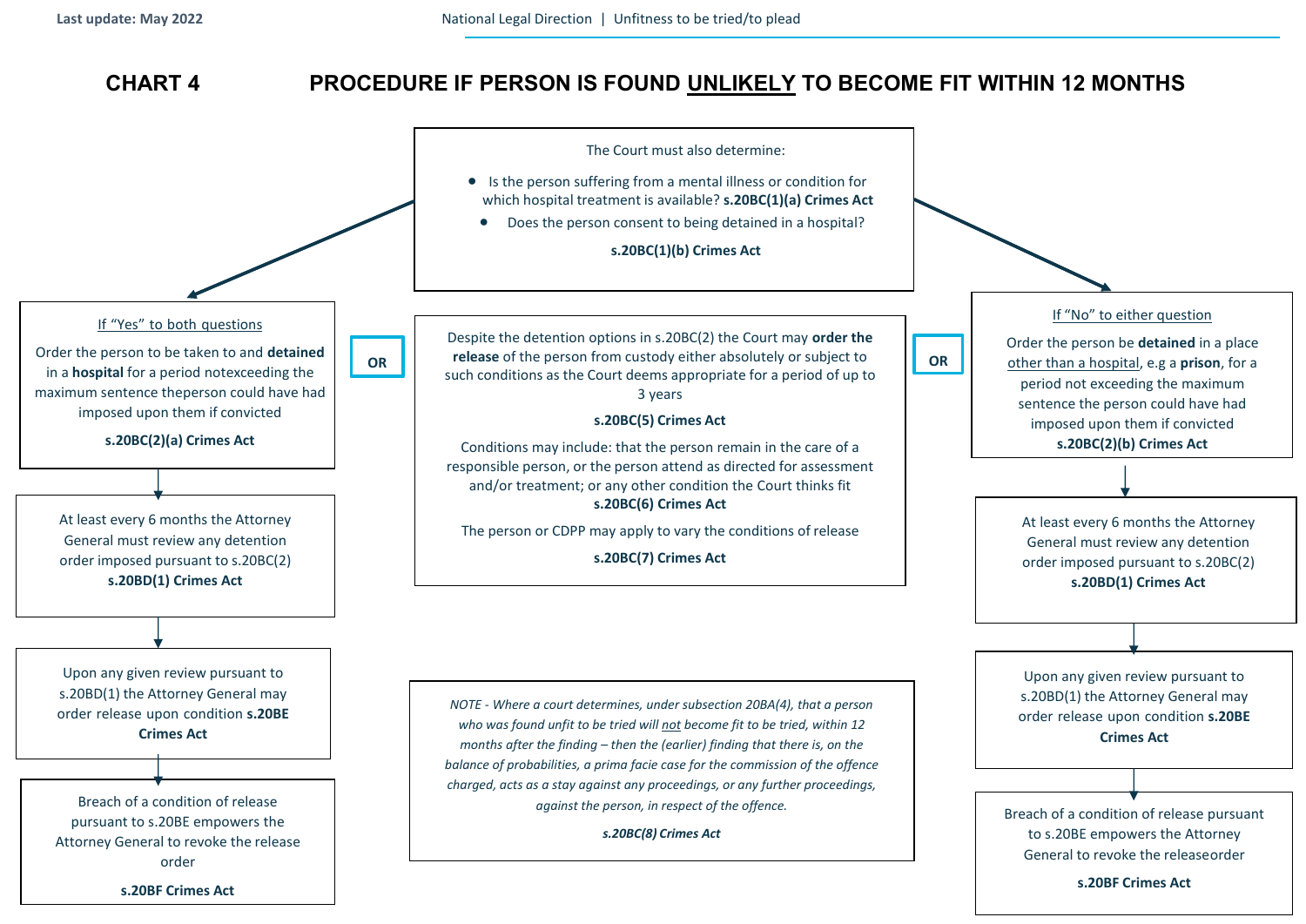## CHART 4 PROCEDURE IF PERSON IS FOUND UNLIKELY TO BECOME FIT WITHIN 12 MONTHS

The Court must also determine:

- Is the person suffering from a mental illness or condition for which hospital treatment is available? **s.20BC(1)(a) Crimes Act**
- Does the person consent to being detained in a hospital?

**s.20BC(1)(b) Crimes Act**

---

If "Yes" to both questions

Order the person to be taken to and **detained** in a **hospital** for a period notexceeding the maximum sentence theperson could have had imposed upon them if convicted

**s.20BC(2)(a) Crimes Act**

At least every 6 months the Attorney General must review any detention order imposed pursuant to s.20BC(2)
**s.20BD(1) Crimes Act**

Upon any given review pursuant to s.20BD(1) the Attorney General may order release upon condition **s.20BE Crimes Act**

Breach of a condition of release pursuant to s.20BE empowers the Attorney General to revoke the release order

**s.20BF Crimes Act**

---

**OR**

Despite the detention options in s.20BC(2) the Court may **order the release** of the person from custody either absolutely or subject to such conditions as the Court deems appropriate for a period of up to 3 years

**s.20BC(5) Crimes Act**

Conditions may include: that the person remain in the care of a responsible person, or the person attend as directed for assessment and/or treatment; or any other condition the Court thinks fit
**s.20BC(6) Crimes Act**

The person or CDPP may apply to vary the conditions of release

**s.20BC(7) Crimes Act**

**OR**

---

If "No" to either question

Order the person be **detained** in a place other than a hospital, e.g a **prison**, for a period not exceeding the maximum sentence the person could have had imposed upon them if convicted
**s.20BC(2)(b) Crimes Act**

At least every 6 months the Attorney General must review any detention order imposed pursuant to s.20BC(2)
**s.20BD(1) Crimes Act**

Upon any given review pursuant to s.20BD(1) the Attorney General may order release upon condition **s.20BE Crimes Act**

Breach of a condition of release pursuant to s.20BE empowers the Attorney General to revoke the releaseorder

**s.20BF Crimes Act**

---

*NOTE - Where a court determines, under subsection 20BA(4), that a person who was found unfit to be tried will not become fit to be tried, within 12 months after the finding – then the (earlier) finding that there is, on the balance of probabilities, a prima facie case for the commission of the offence charged, acts as a stay against any proceedings, or any further proceedings, against the person, in respect of the offence.*

***s.20BC(8) Crimes Act***